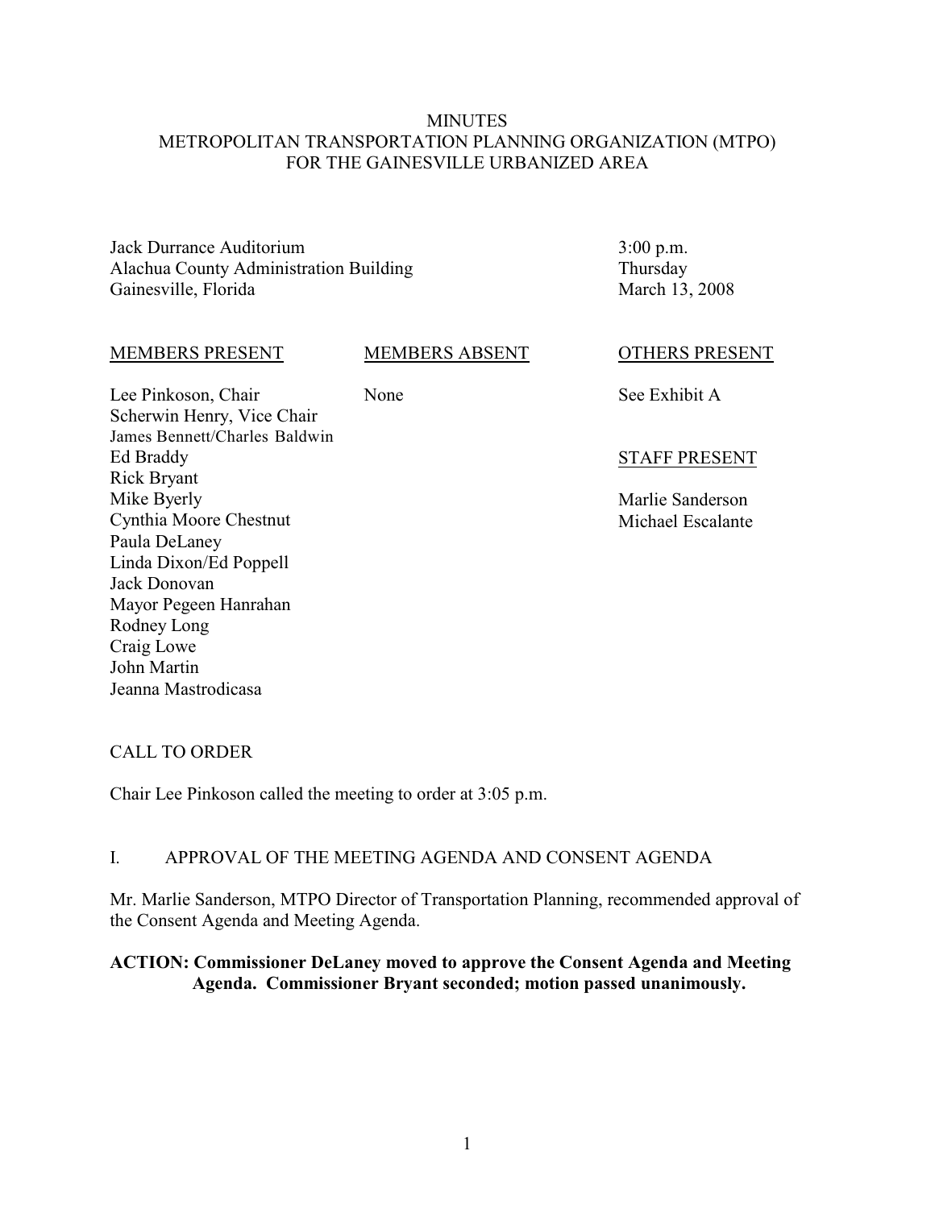# MINUTES
# METROPOLITAN TRANSPORTATION PLANNING ORGANIZATION (MTPO)
# FOR THE GAINESVILLE URBANIZED AREA

Jack Durrance Auditorium
Alachua County Administration Building
Gainesville, Florida

3:00 p.m.
Thursday
March 13, 2008

| MEMBERS PRESENT | MEMBERS ABSENT | OTHERS PRESENT |
|---|---|---|
| Lee Pinkoson, Chair | None | See Exhibit A |
| Scherwin Henry, Vice Chair | | |
| James Bennett/Charles Baldwin | | |
| Ed Braddy | | STAFF PRESENT |
| Rick Bryant | | |
| Mike Byerly | | Marlie Sanderson |
| Cynthia Moore Chestnut | | Michael Escalante |
| Paula DeLaney | | |
| Linda Dixon/Ed Poppell | | |
| Jack Donovan | | |
| Mayor Pegeen Hanrahan | | |
| Rodney Long | | |
| Craig Lowe | | |
| John Martin | | |
| Jeanna Mastrodicasa | | |

## CALL TO ORDER

Chair Lee Pinkoson called the meeting to order at 3:05 p.m.

## I. APPROVAL OF THE MEETING AGENDA AND CONSENT AGENDA

Mr. Marlie Sanderson, MTPO Director of Transportation Planning, recommended approval of the Consent Agenda and Meeting Agenda.

**ACTION: Commissioner DeLaney moved to approve the Consent Agenda and Meeting Agenda. Commissioner Bryant seconded; motion passed unanimously.**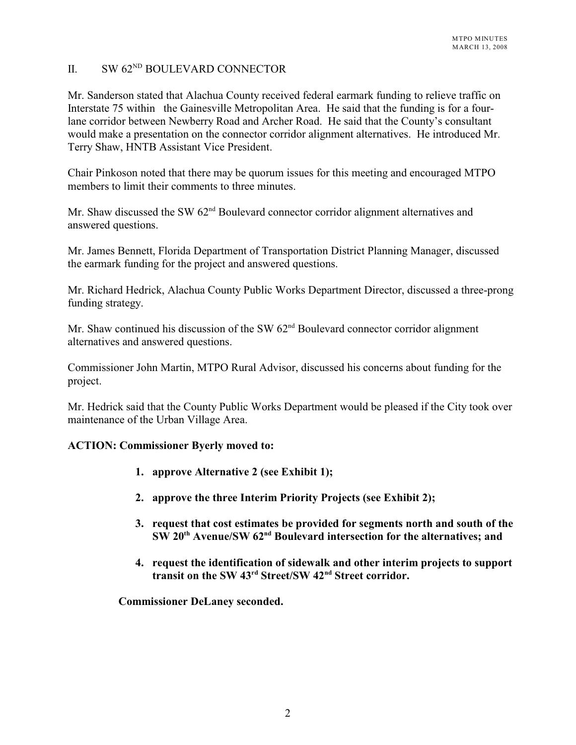## II. SW 62ND BOULEVARD CONNECTOR

Mr. Sanderson stated that Alachua County received federal earmark funding to relieve traffic on Interstate 75 within the Gainesville Metropolitan Area. He said that the funding is for a four-lane corridor between Newberry Road and Archer Road. He said that the County's consultant would make a presentation on the connector corridor alignment alternatives. He introduced Mr. Terry Shaw, HNTB Assistant Vice President.

Chair Pinkoson noted that there may be quorum issues for this meeting and encouraged MTPO members to limit their comments to three minutes.

Mr. Shaw discussed the SW 62nd Boulevard connector corridor alignment alternatives and answered questions.

Mr. James Bennett, Florida Department of Transportation District Planning Manager, discussed the earmark funding for the project and answered questions.

Mr. Richard Hedrick, Alachua County Public Works Department Director, discussed a three-prong funding strategy.

Mr. Shaw continued his discussion of the SW 62nd Boulevard connector corridor alignment alternatives and answered questions.

Commissioner John Martin, MTPO Rural Advisor, discussed his concerns about funding for the project.

Mr. Hedrick said that the County Public Works Department would be pleased if the City took over maintenance of the Urban Village Area.

**ACTION: Commissioner Byerly moved to:**

1. **approve Alternative 2 (see Exhibit 1);**
2. **approve the three Interim Priority Projects (see Exhibit 2);**
3. **request that cost estimates be provided for segments north and south of the SW 20th Avenue/SW 62nd Boulevard intersection for the alternatives; and**
4. **request the identification of sidewalk and other interim projects to support transit on the SW 43rd Street/SW 42nd Street corridor.**

**Commissioner DeLaney seconded.**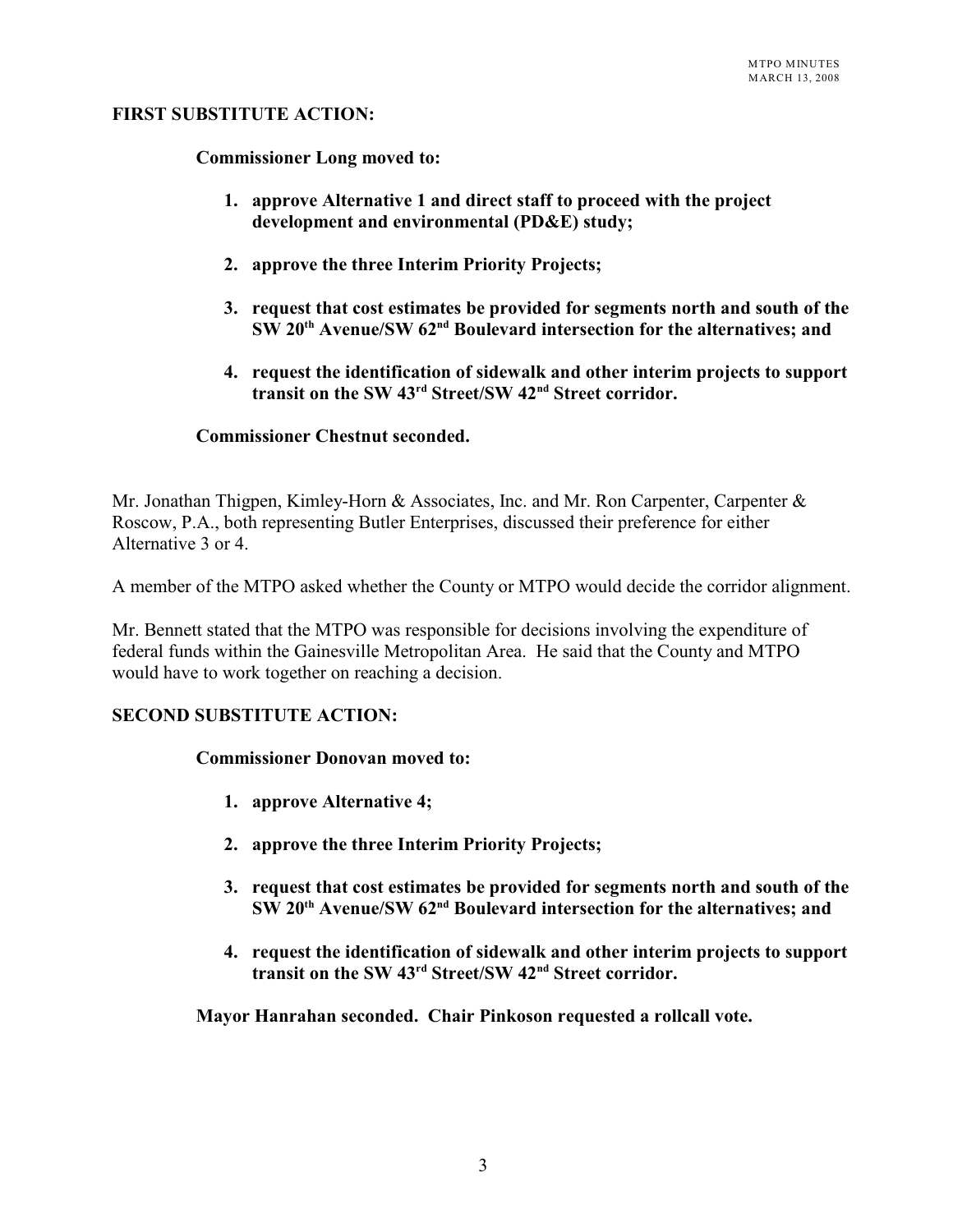**FIRST SUBSTITUTE ACTION:**

**Commissioner Long moved to:**

1. **approve Alternative 1 and direct staff to proceed with the project development and environmental (PD&E) study;**
2. **approve the three Interim Priority Projects;**
3. **request that cost estimates be provided for segments north and south of the SW 20th Avenue/SW 62nd Boulevard intersection for the alternatives; and**
4. **request the identification of sidewalk and other interim projects to support transit on the SW 43rd Street/SW 42nd Street corridor.**

**Commissioner Chestnut seconded.**

Mr. Jonathan Thigpen, Kimley-Horn & Associates, Inc. and Mr. Ron Carpenter, Carpenter & Roscow, P.A., both representing Butler Enterprises, discussed their preference for either Alternative 3 or 4.

A member of the MTPO asked whether the County or MTPO would decide the corridor alignment.

Mr. Bennett stated that the MTPO was responsible for decisions involving the expenditure of federal funds within the Gainesville Metropolitan Area. He said that the County and MTPO would have to work together on reaching a decision.

**SECOND SUBSTITUTE ACTION:**

**Commissioner Donovan moved to:**

1. **approve Alternative 4;**
2. **approve the three Interim Priority Projects;**
3. **request that cost estimates be provided for segments north and south of the SW 20th Avenue/SW 62nd Boulevard intersection for the alternatives; and**
4. **request the identification of sidewalk and other interim projects to support transit on the SW 43rd Street/SW 42nd Street corridor.**

**Mayor Hanrahan seconded. Chair Pinkoson requested a rollcall vote.**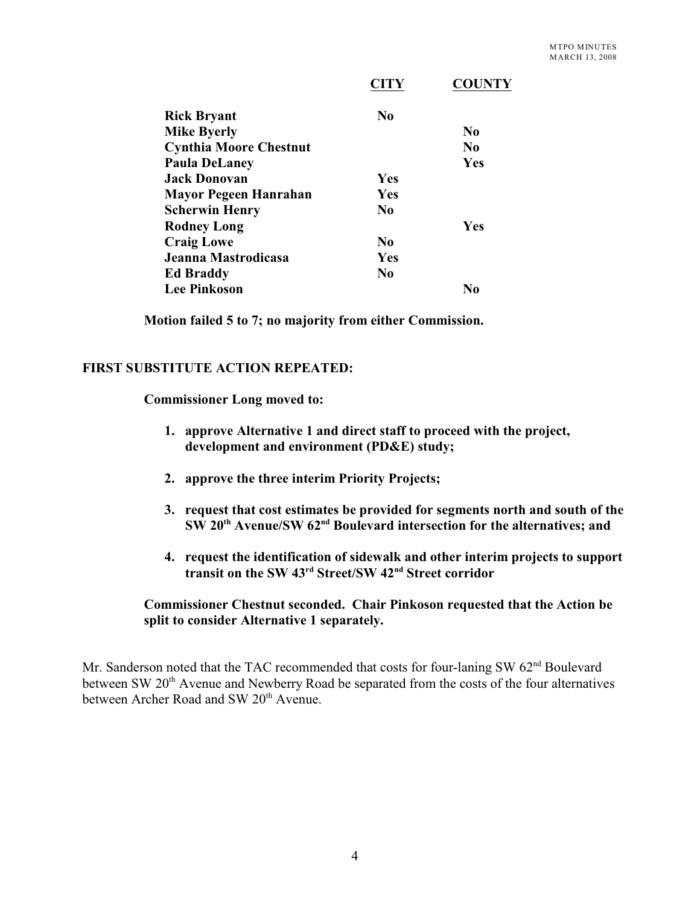| | **CITY** | **COUNTY** |
|---|---|---|
| **Rick Bryant** | **No** | |
| **Mike Byerly** | | **No** |
| **Cynthia Moore Chestnut** | | **No** |
| **Paula DeLaney** | | **Yes** |
| **Jack Donovan** | **Yes** | |
| **Mayor Pegeen Hanrahan** | **Yes** | |
| **Scherwin Henry** | **No** | |
| **Rodney Long** | | **Yes** |
| **Craig Lowe** | **No** | |
| **Jeanna Mastrodicasa** | **Yes** | |
| **Ed Braddy** | **No** | |
| **Lee Pinkoson** | | **No** |

**Motion failed 5 to 7; no majority from either Commission.**

**FIRST SUBSTITUTE ACTION REPEATED:**

**Commissioner Long moved to:**

1. **approve Alternative 1 and direct staff to proceed with the project, development and environment (PD&E) study;**

2. **approve the three interim Priority Projects;**

3. **request that cost estimates be provided for segments north and south of the SW 20th Avenue/SW 62nd Boulevard intersection for the alternatives; and**

4. **request the identification of sidewalk and other interim projects to support transit on the SW 43rd Street/SW 42nd Street corridor**

**Commissioner Chestnut seconded. Chair Pinkoson requested that the Action be split to consider Alternative 1 separately.**

Mr. Sanderson noted that the TAC recommended that costs for four-laning SW 62nd Boulevard between SW 20th Avenue and Newberry Road be separated from the costs of the four alternatives between Archer Road and SW 20th Avenue.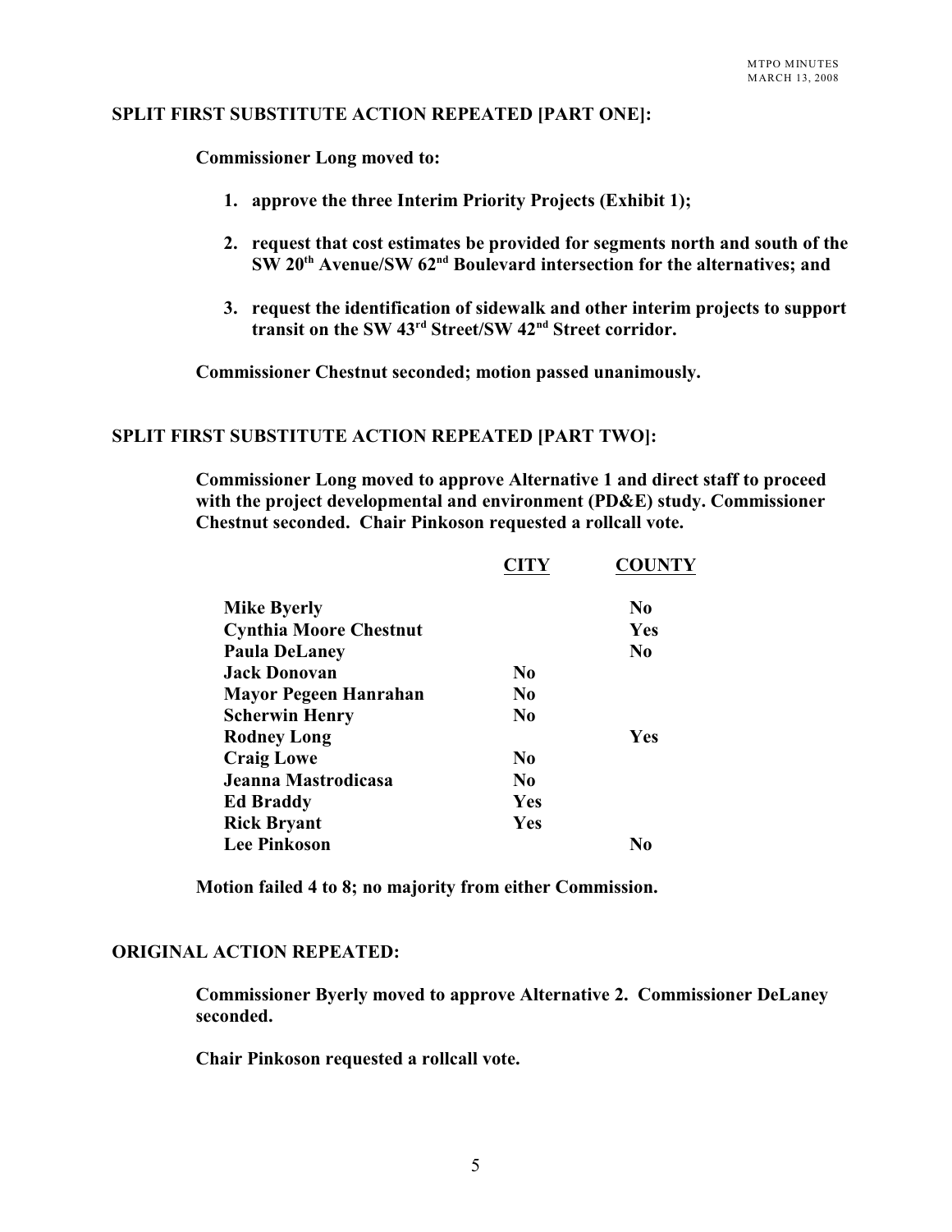## SPLIT FIRST SUBSTITUTE ACTION REPEATED [PART ONE]:

**Commissioner Long moved to:**

1. **approve the three Interim Priority Projects (Exhibit 1);**
2. **request that cost estimates be provided for segments north and south of the SW 20th Avenue/SW 62nd Boulevard intersection for the alternatives; and**
3. **request the identification of sidewalk and other interim projects to support transit on the SW 43rd Street/SW 42nd Street corridor.**

**Commissioner Chestnut seconded; motion passed unanimously.**

## SPLIT FIRST SUBSTITUTE ACTION REPEATED [PART TWO]:

**Commissioner Long moved to approve Alternative 1 and direct staff to proceed with the project developmental and environment (PD&E) study. Commissioner Chestnut seconded. Chair Pinkoson requested a rollcall vote.**

| | CITY | COUNTY |
|---|---|---|
| **Mike Byerly** | | **No** |
| **Cynthia Moore Chestnut** | | **Yes** |
| **Paula DeLaney** | | **No** |
| **Jack Donovan** | **No** | |
| **Mayor Pegeen Hanrahan** | **No** | |
| **Scherwin Henry** | **No** | |
| **Rodney Long** | | **Yes** |
| **Craig Lowe** | **No** | |
| **Jeanna Mastrodicasa** | **No** | |
| **Ed Braddy** | **Yes** | |
| **Rick Bryant** | **Yes** | |
| **Lee Pinkoson** | | **No** |

**Motion failed 4 to 8; no majority from either Commission.**

## ORIGINAL ACTION REPEATED:

**Commissioner Byerly moved to approve Alternative 2. Commissioner DeLaney seconded.**

**Chair Pinkoson requested a rollcall vote.**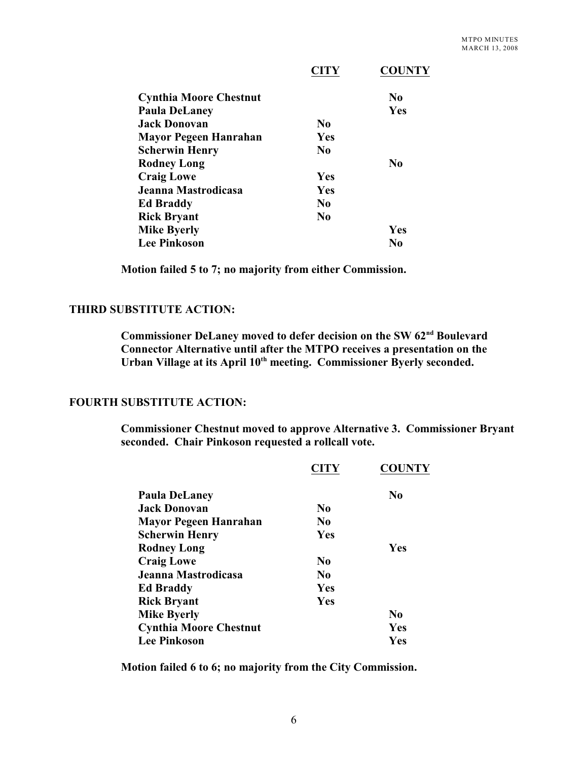| | CITY | COUNTY |
|---|---|---|
| **Cynthia Moore Chestnut** | | **No** |
| **Paula DeLaney** | | **Yes** |
| **Jack Donovan** | **No** | |
| **Mayor Pegeen Hanrahan** | **Yes** | |
| **Scherwin Henry** | **No** | |
| **Rodney Long** | | **No** |
| **Craig Lowe** | **Yes** | |
| **Jeanna Mastrodicasa** | **Yes** | |
| **Ed Braddy** | **No** | |
| **Rick Bryant** | **No** | |
| **Mike Byerly** | | **Yes** |
| **Lee Pinkoson** | | **No** |

**Motion failed 5 to 7; no majority from either Commission.**

### THIRD SUBSTITUTE ACTION:

**Commissioner DeLaney moved to defer decision on the SW 62nd Boulevard Connector Alternative until after the MTPO receives a presentation on the Urban Village at its April 10th meeting. Commissioner Byerly seconded.**

### FOURTH SUBSTITUTE ACTION:

**Commissioner Chestnut moved to approve Alternative 3. Commissioner Bryant seconded. Chair Pinkoson requested a rollcall vote.**

| | CITY | COUNTY |
|---|---|---|
| **Paula DeLaney** | | **No** |
| **Jack Donovan** | **No** | |
| **Mayor Pegeen Hanrahan** | **No** | |
| **Scherwin Henry** | **Yes** | |
| **Rodney Long** | | **Yes** |
| **Craig Lowe** | **No** | |
| **Jeanna Mastrodicasa** | **No** | |
| **Ed Braddy** | **Yes** | |
| **Rick Bryant** | **Yes** | |
| **Mike Byerly** | | **No** |
| **Cynthia Moore Chestnut** | | **Yes** |
| **Lee Pinkoson** | | **Yes** |

**Motion failed 6 to 6; no majority from the City Commission.**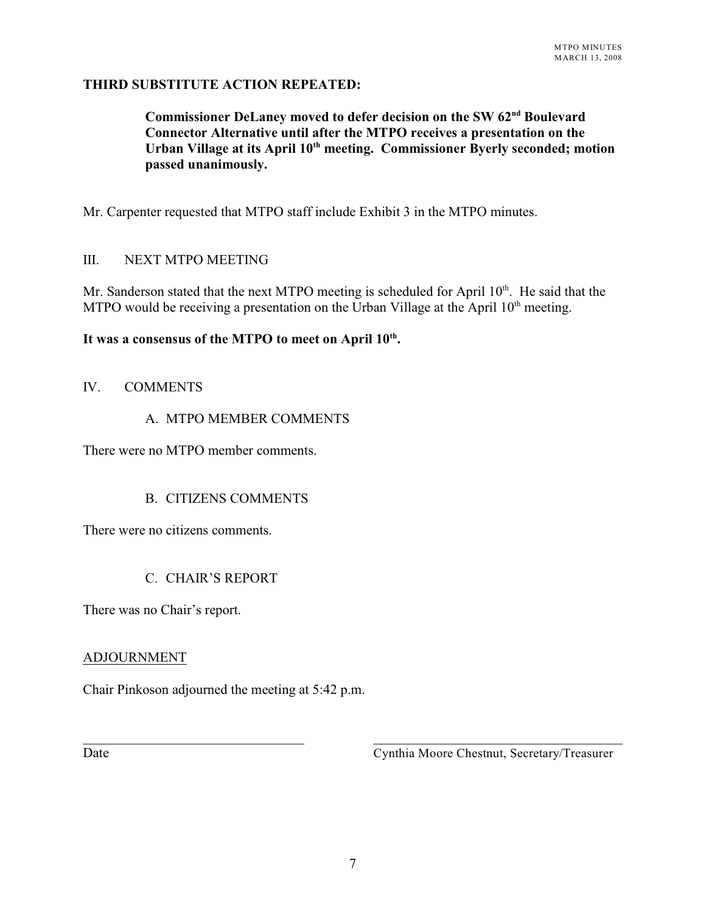**THIRD SUBSTITUTE ACTION REPEATED:**

> **Commissioner DeLaney moved to defer decision on the SW 62nd Boulevard Connector Alternative until after the MTPO receives a presentation on the Urban Village at its April 10th meeting. Commissioner Byerly seconded; motion passed unanimously.**

Mr. Carpenter requested that MTPO staff include Exhibit 3 in the MTPO minutes.

## III. NEXT MTPO MEETING

Mr. Sanderson stated that the next MTPO meeting is scheduled for April 10th. He said that the MTPO would be receiving a presentation on the Urban Village at the April 10th meeting.

**It was a consensus of the MTPO to meet on April 10th.**

## IV. COMMENTS

### A. MTPO MEMBER COMMENTS

There were no MTPO member comments.

### B. CITIZENS COMMENTS

There were no citizens comments.

### C. CHAIR'S REPORT

There was no Chair's report.

## ADJOURNMENT

Chair Pinkoson adjourned the meeting at 5:42 p.m.

\_\_\_\_\_\_\_\_\_\_\_\_\_\_\_\_\_\_\_\_\_\_\_\_\_\_\_\_\_\_ \_\_\_\_\_\_\_\_\_\_\_\_\_\_\_\_\_\_\_\_\_\_\_\_\_\_\_\_\_\_

Date Cynthia Moore Chestnut, Secretary/Treasurer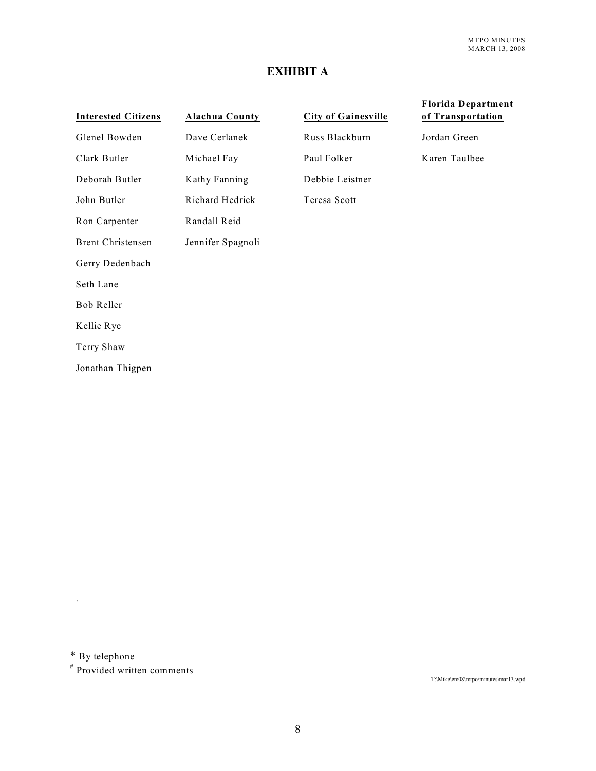## EXHIBIT A

| Interested Citizens | Alachua County | City of Gainesville | Florida Department of Transportation |
|---|---|---|---|
| Glenel Bowden | Dave Cerlanek | Russ Blackburn | Jordan Green |
| Clark Butler | Michael Fay | Paul Folker | Karen Taulbee |
| Deborah Butler | Kathy Fanning | Debbie Leistner | |
| John Butler | Richard Hedrick | Teresa Scott | |
| Ron Carpenter | Randall Reid | | |
| Brent Christensen | Jennifer Spagnoli | | |
| Gerry Dedenbach | | | |
| Seth Lane | | | |
| Bob Reller | | | |
| Kellie Rye | | | |
| Terry Shaw | | | |
| Jonathan Thigpen | | | |

.

* By telephone
# Provided written comments

T:\Mike\em08\mtpo\minutes\mar13.wpd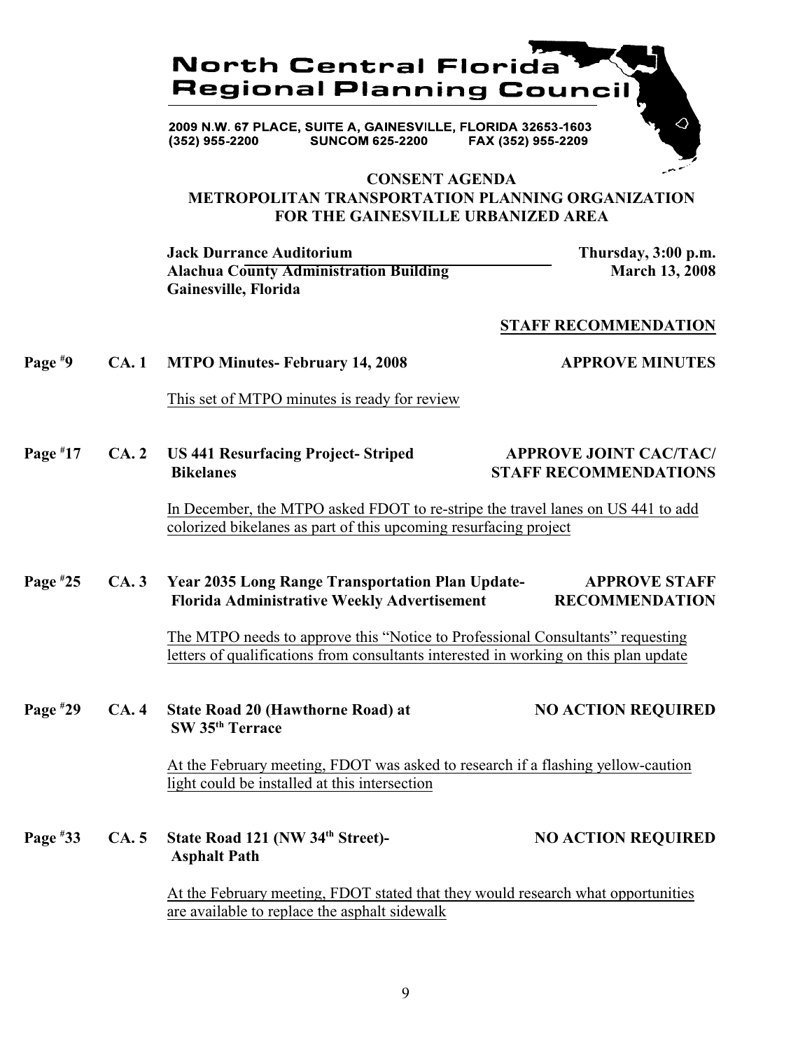# North Central Florida Regional Planning Council

2009 N.W. 67 PLACE, SUITE A, GAINESVILLE, FLORIDA 32653-1603
(352) 955-2200 SUNCOM 625-2200 FAX (352) 955-2209

## CONSENT AGENDA
## METROPOLITAN TRANSPORTATION PLANNING ORGANIZATION FOR THE GAINESVILLE URBANIZED AREA

**Jack Durrance Auditorium**
**Alachua County Administration Building**
**Gainesville, Florida**

**Thursday, 3:00 p.m.**
**March 13, 2008**

**STAFF RECOMMENDATION**

**Page #9 CA. 1 MTPO Minutes- February 14, 2008** — **APPROVE MINUTES**

This set of MTPO minutes is ready for review

**Page #17 CA. 2 US 441 Resurfacing Project- Striped Bikelanes** — **APPROVE JOINT CAC/TAC/ STAFF RECOMMENDATIONS**

In December, the MTPO asked FDOT to re-stripe the travel lanes on US 441 to add colorized bikelanes as part of this upcoming resurfacing project

**Page #25 CA. 3 Year 2035 Long Range Transportation Plan Update- Florida Administrative Weekly Advertisement** — **APPROVE STAFF RECOMMENDATION**

The MTPO needs to approve this "Notice to Professional Consultants" requesting letters of qualifications from consultants interested in working on this plan update

**Page #29 CA. 4 State Road 20 (Hawthorne Road) at SW 35th Terrace** — **NO ACTION REQUIRED**

At the February meeting, FDOT was asked to research if a flashing yellow-caution light could be installed at this intersection

**Page #33 CA. 5 State Road 121 (NW 34th Street)- Asphalt Path** — **NO ACTION REQUIRED**

At the February meeting, FDOT stated that they would research what opportunities are available to replace the asphalt sidewalk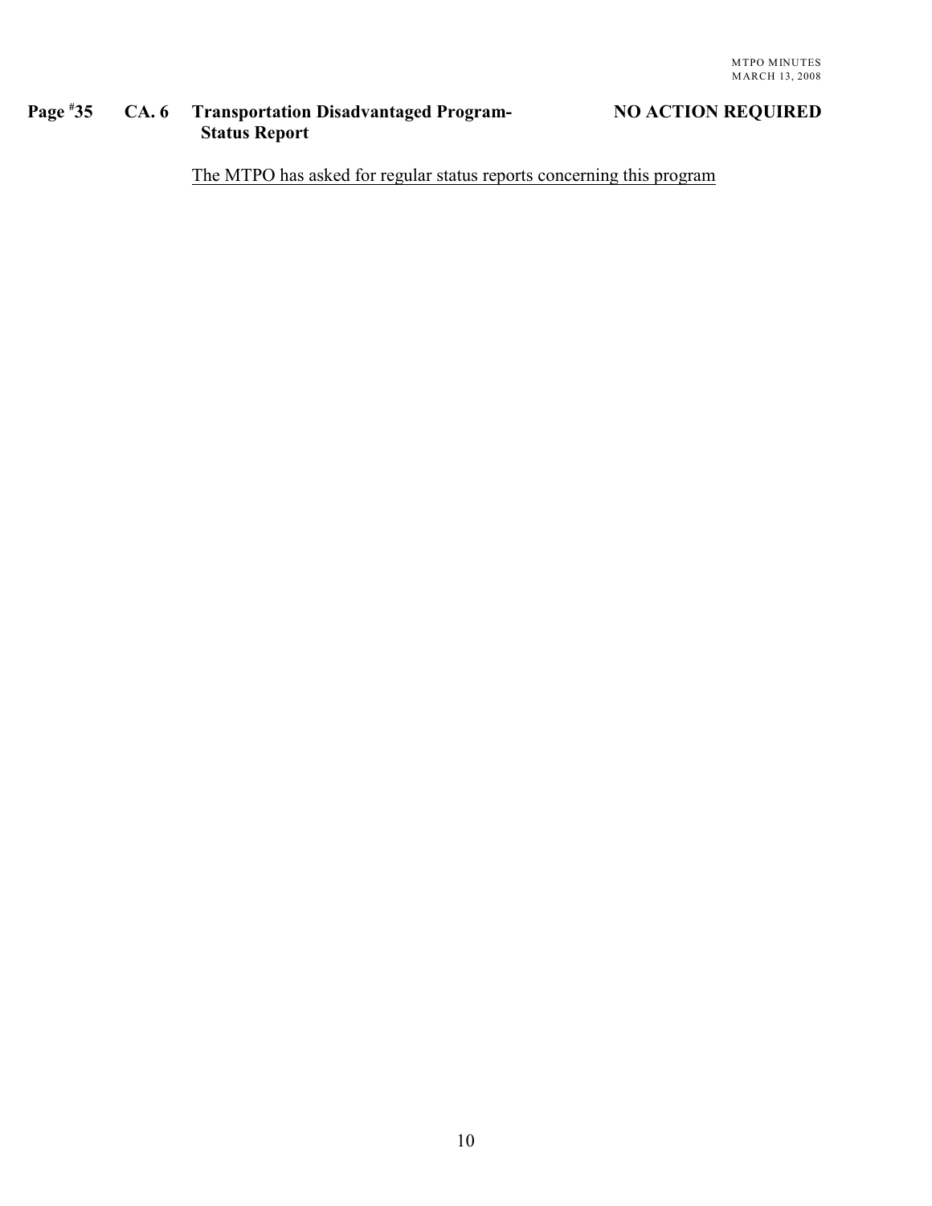**Page [#]35 CA. 6 Transportation Disadvantaged Program- Status Report** **NO ACTION REQUIRED**

The MTPO has asked for regular status reports concerning this program